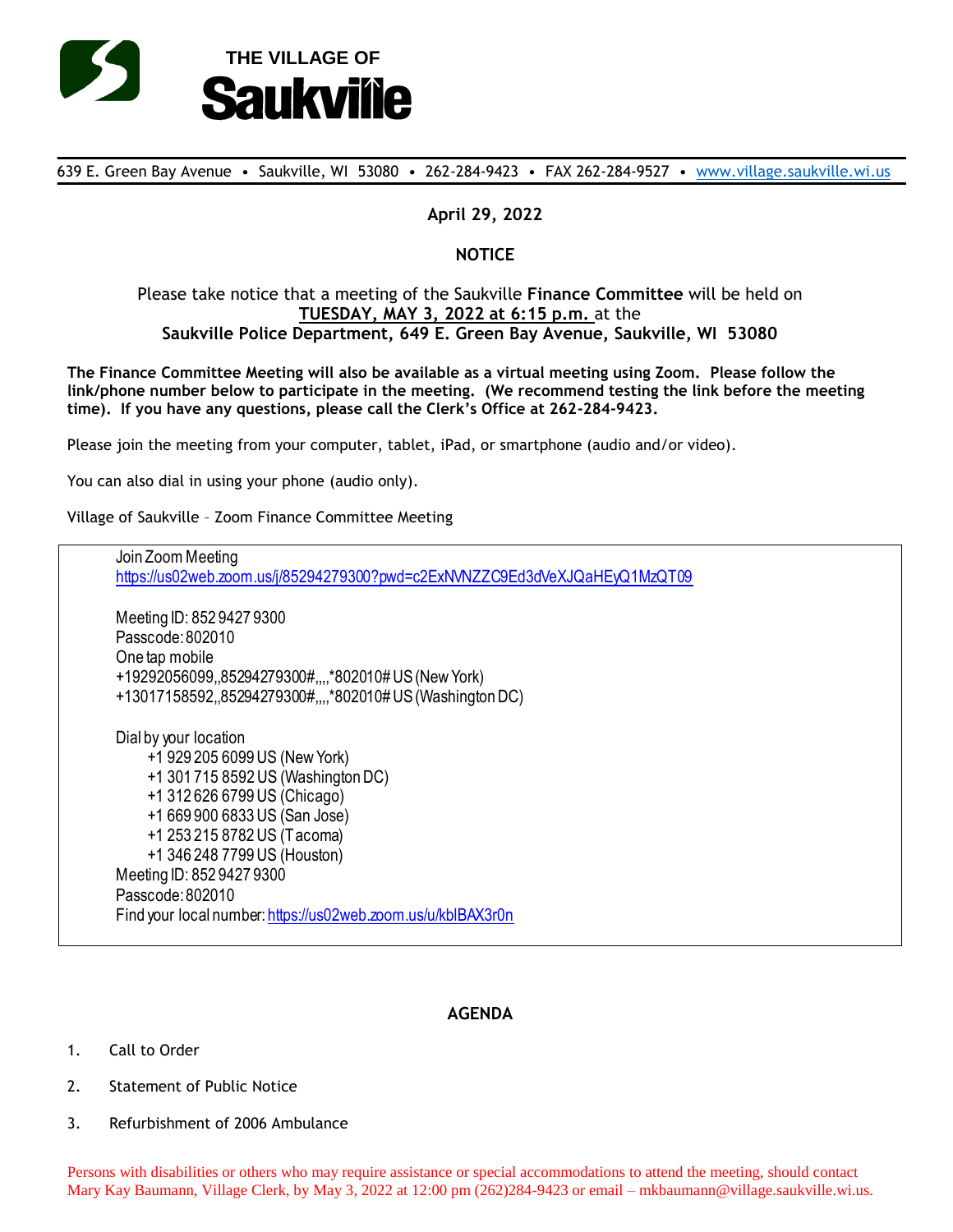# THE VILLAGE OF Saukville

639 E. Green Bay Avenue • Saukville, WI 53080 • 262-284-9423 • FAX 262-284-9527 • www.village.saukville.wi.us

**April 29, 2022**

**NOTICE**

Please take notice that a meeting of the Saukville **Finance Committee** will be held on **TUESDAY, MAY 3, 2022 at 6:15 p.m.** at the **Saukville Police Department, 649 E. Green Bay Avenue, Saukville, WI 53080**

**The Finance Committee Meeting will also be available as a virtual meeting using Zoom. Please follow the link/phone number below to participate in the meeting. (We recommend testing the link before the meeting time). If you have any questions, please call the Clerk's Office at 262-284-9423.**

Please join the meeting from your computer, tablet, iPad, or smartphone (audio and/or video).

You can also dial in using your phone (audio only).

Village of Saukville – Zoom Finance Committee Meeting

Join Zoom Meeting
https://us02web.zoom.us/j/85294279300?pwd=c2ExNVNZZC9Ed3dVeXJQaHEyQ1MzQT09

Meeting ID: 852 9427 9300
Passcode: 802010
One tap mobile
+19292056099,,85294279300#,,,,*802010# US (New York)
+13017158592,,85294279300#,,,,*802010# US (Washington DC)

Dial by your location
- +1 929 205 6099 US (New York)
- +1 301 715 8592 US (Washington DC)
- +1 312 626 6799 US (Chicago)
- +1 669 900 6833 US (San Jose)
- +1 253 215 8782 US (Tacoma)
- +1 346 248 7799 US (Houston)

Meeting ID: 852 9427 9300
Passcode: 802010
Find your local number: https://us02web.zoom.us/u/kblBAX3r0n

## AGENDA

1. Call to Order
2. Statement of Public Notice
3. Refurbishment of 2006 Ambulance

Persons with disabilities or others who may require assistance or special accommodations to attend the meeting, should contact Mary Kay Baumann, Village Clerk, by May 3, 2022 at 12:00 pm (262)284-9423 or email – mkbaumann@village.saukville.wi.us.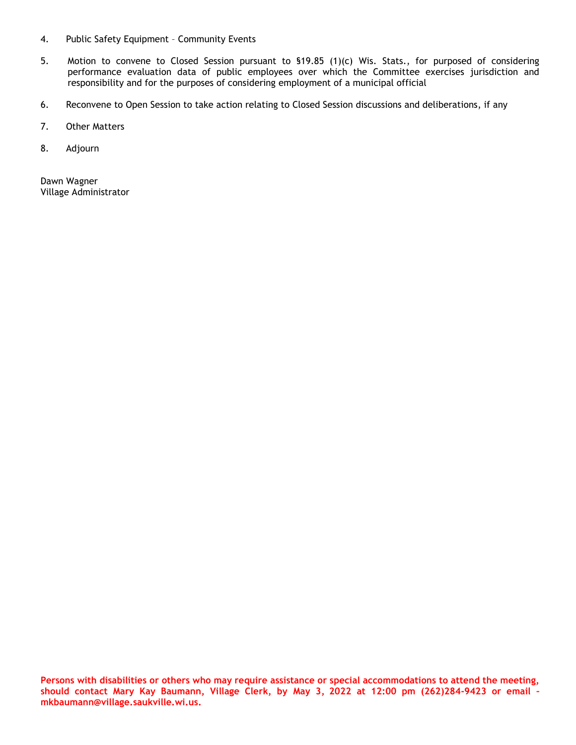4. Public Safety Equipment – Community Events

5. Motion to convene to Closed Session pursuant to §19.85 (1)(c) Wis. Stats., for purposed of considering performance evaluation data of public employees over which the Committee exercises jurisdiction and responsibility and for the purposes of considering employment of a municipal official

6. Reconvene to Open Session to take action relating to Closed Session discussions and deliberations, if any

7. Other Matters

8. Adjourn

Dawn Wagner
Village Administrator

**Persons with disabilities or others who may require assistance or special accommodations to attend the meeting, should contact Mary Kay Baumann, Village Clerk, by May 3, 2022 at 12:00 pm (262)284-9423 or email – mkbaumann@village.saukville.wi.us.**